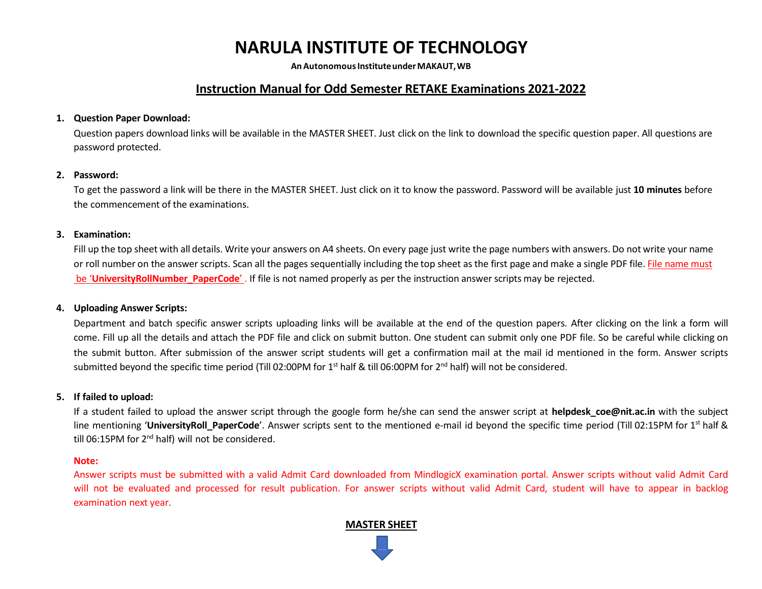# NARULA INSTITUTE OF TECHNOLOGY

**An Autonomous Institute under MAKAUT, WB**

## Instruction Manual for Odd Semester RETAKE Examinations 2021-2022

1. **Question Paper Download:**

   Question papers download links will be available in the MASTER SHEET. Just click on the link to download the specific question paper. All questions are password protected.

2. **Password:**

   To get the password a link will be there in the MASTER SHEET. Just click on it to know the password. Password will be available just **10 minutes** before the commencement of the examinations.

3. **Examination:**

   Fill up the top sheet with all details. Write your answers on A4 sheets. On every page just write the page numbers with answers. Do not write your name or roll number on the answer scripts. Scan all the pages sequentially including the top sheet as the first page and make a single PDF file. File name must be '**UniversityRollNumber_PaperCode**'. If file is not named properly as per the instruction answer scripts may be rejected.

4. **Uploading Answer Scripts:**

   Department and batch specific answer scripts uploading links will be available at the end of the question papers. After clicking on the link a form will come. Fill up all the details and attach the PDF file and click on submit button. One student can submit only one PDF file. So be careful while clicking on the submit button. After submission of the answer script students will get a confirmation mail at the mail id mentioned in the form. Answer scripts submitted beyond the specific time period (Till 02:00PM for 1st half & till 06:00PM for 2nd half) will not be considered.

5. **If failed to upload:**

   If a student failed to upload the answer script through the google form he/she can send the answer script at **helpdesk_coe@nit.ac.in** with the subject line mentioning '**UniversityRoll_PaperCode**'. Answer scripts sent to the mentioned e-mail id beyond the specific time period (Till 02:15PM for 1st half & till 06:15PM for 2nd half) will not be considered.

**Note:**

Answer scripts must be submitted with a valid Admit Card downloaded from MindlogicX examination portal. Answer scripts without valid Admit Card will not be evaluated and processed for result publication. For answer scripts without valid Admit Card, student will have to appear in backlog examination next year.

**MASTER SHEET**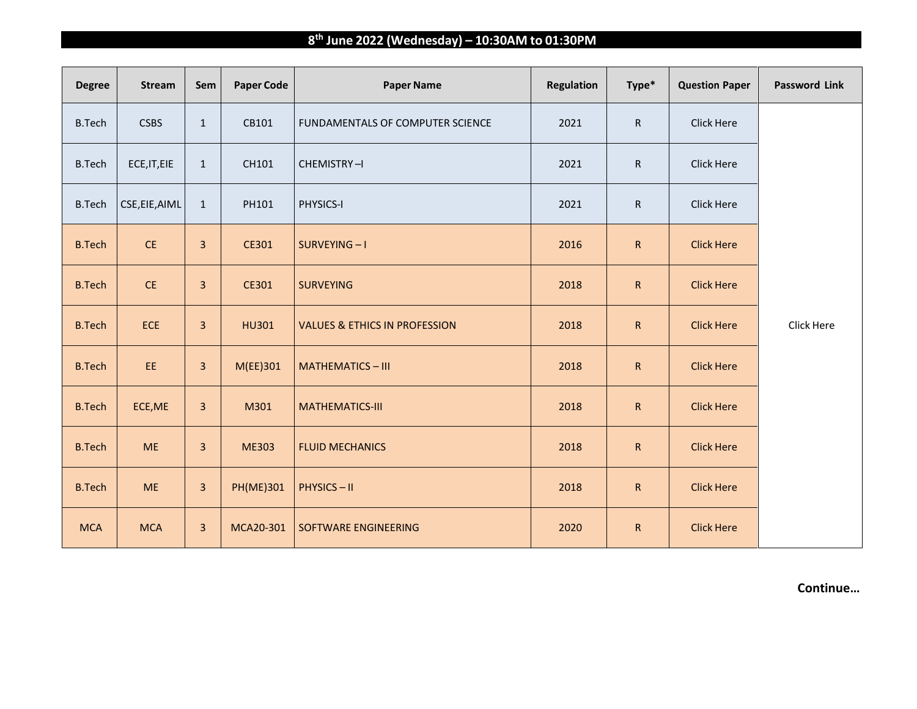## 8th June 2022 (Wednesday) – 10:30AM to 01:30PM

| Degree | Stream | Sem | Paper Code | Paper Name | Regulation | Type* | Question Paper | Password Link |
|---|---|---|---|---|---|---|---|---|
| B.Tech | CSBS | 1 | CB101 | FUNDAMENTALS OF COMPUTER SCIENCE | 2021 | R | Click Here | Click Here |
| B.Tech | ECE,IT,EIE | 1 | CH101 | CHEMISTRY –I | 2021 | R | Click Here | |
| B.Tech | CSE,EIE,AIML | 1 | PH101 | PHYSICS-I | 2021 | R | Click Here | |
| B.Tech | CE | 3 | CE301 | SURVEYING – I | 2016 | R | Click Here | |
| B.Tech | CE | 3 | CE301 | SURVEYING | 2018 | R | Click Here | |
| B.Tech | ECE | 3 | HU301 | VALUES & ETHICS IN PROFESSION | 2018 | R | Click Here | |
| B.Tech | EE | 3 | M(EE)301 | MATHEMATICS – III | 2018 | R | Click Here | |
| B.Tech | ECE,ME | 3 | M301 | MATHEMATICS-III | 2018 | R | Click Here | |
| B.Tech | ME | 3 | ME303 | FLUID MECHANICS | 2018 | R | Click Here | |
| B.Tech | ME | 3 | PH(ME)301 | PHYSICS – II | 2018 | R | Click Here | |
| MCA | MCA | 3 | MCA20-301 | SOFTWARE ENGINEERING | 2020 | R | Click Here | |

**Continue…**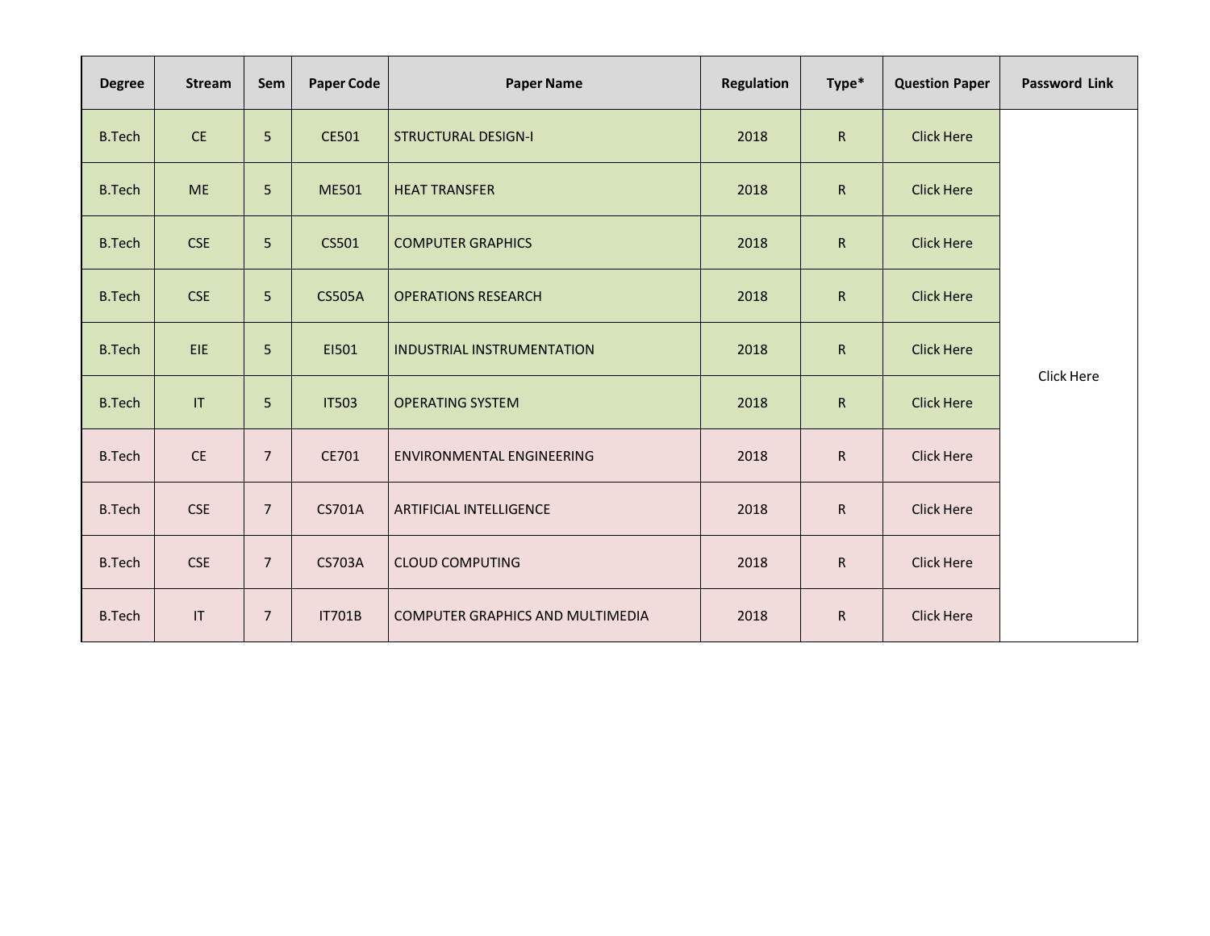| Degree | Stream | Sem | Paper Code | Paper Name | Regulation | Type* | Question Paper | Password Link |
|---|---|---|---|---|---|---|---|---|
| B.Tech | CE | 5 | CE501 | STRUCTURAL DESIGN-I | 2018 | R | Click Here | Click Here |
| B.Tech | ME | 5 | ME501 | HEAT TRANSFER | 2018 | R | Click Here | |
| B.Tech | CSE | 5 | CS501 | COMPUTER GRAPHICS | 2018 | R | Click Here | |
| B.Tech | CSE | 5 | CS505A | OPERATIONS RESEARCH | 2018 | R | Click Here | |
| B.Tech | EIE | 5 | EI501 | INDUSTRIAL INSTRUMENTATION | 2018 | R | Click Here | |
| B.Tech | IT | 5 | IT503 | OPERATING SYSTEM | 2018 | R | Click Here | |
| B.Tech | CE | 7 | CE701 | ENVIRONMENTAL ENGINEERING | 2018 | R | Click Here | |
| B.Tech | CSE | 7 | CS701A | ARTIFICIAL INTELLIGENCE | 2018 | R | Click Here | |
| B.Tech | CSE | 7 | CS703A | CLOUD COMPUTING | 2018 | R | Click Here | |
| B.Tech | IT | 7 | IT701B | COMPUTER GRAPHICS AND MULTIMEDIA | 2018 | R | Click Here | |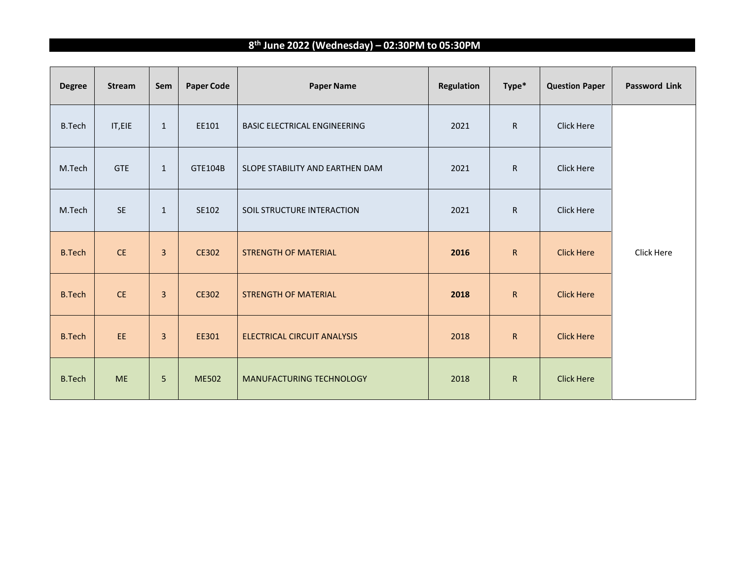## 8th June 2022 (Wednesday) – 02:30PM to 05:30PM

| Degree | Stream | Sem | Paper Code | Paper Name | Regulation | Type* | Question Paper | Password Link |
|---|---|---|---|---|---|---|---|---|
| B.Tech | IT,EIE | 1 | EE101 | BASIC ELECTRICAL ENGINEERING | 2021 | R | Click Here | Click Here |
| M.Tech | GTE | 1 | GTE104B | SLOPE STABILITY AND EARTHEN DAM | 2021 | R | Click Here | |
| M.Tech | SE | 1 | SE102 | SOIL STRUCTURE INTERACTION | 2021 | R | Click Here | |
| B.Tech | CE | 3 | CE302 | STRENGTH OF MATERIAL | **2016** | R | Click Here | |
| B.Tech | CE | 3 | CE302 | STRENGTH OF MATERIAL | **2018** | R | Click Here | |
| B.Tech | EE | 3 | EE301 | ELECTRICAL CIRCUIT ANALYSIS | 2018 | R | Click Here | |
| B.Tech | ME | 5 | ME502 | MANUFACTURING TECHNOLOGY | 2018 | R | Click Here | |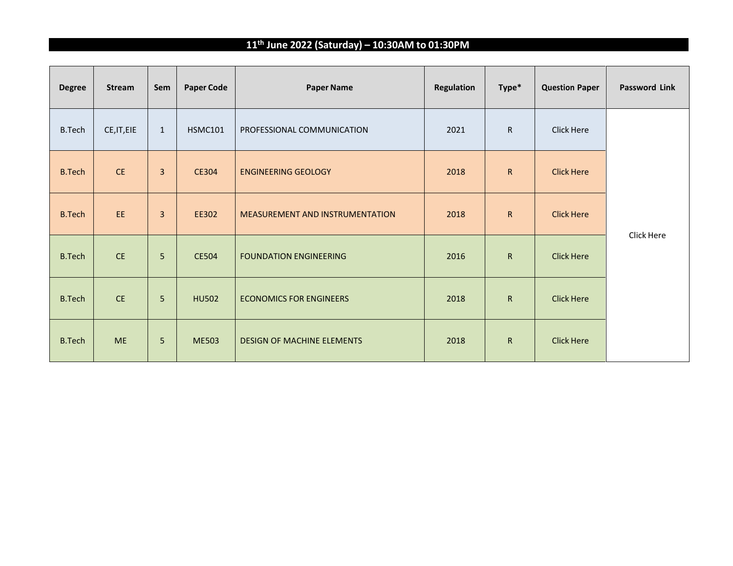## 11th June 2022 (Saturday) – 10:30AM to 01:30PM

| Degree | Stream | Sem | Paper Code | Paper Name | Regulation | Type* | Question Paper | Password Link |
|---|---|---|---|---|---|---|---|---|
| B.Tech | CE,IT,EIE | 1 | HSMC101 | PROFESSIONAL COMMUNICATION | 2021 | R | Click Here | Click Here |
| B.Tech | CE | 3 | CE304 | ENGINEERING GEOLOGY | 2018 | R | Click Here | |
| B.Tech | EE | 3 | EE302 | MEASUREMENT AND INSTRUMENTATION | 2018 | R | Click Here | |
| B.Tech | CE | 5 | CE504 | FOUNDATION ENGINEERING | 2016 | R | Click Here | |
| B.Tech | CE | 5 | HU502 | ECONOMICS FOR ENGINEERS | 2018 | R | Click Here | |
| B.Tech | ME | 5 | ME503 | DESIGN OF MACHINE ELEMENTS | 2018 | R | Click Here | |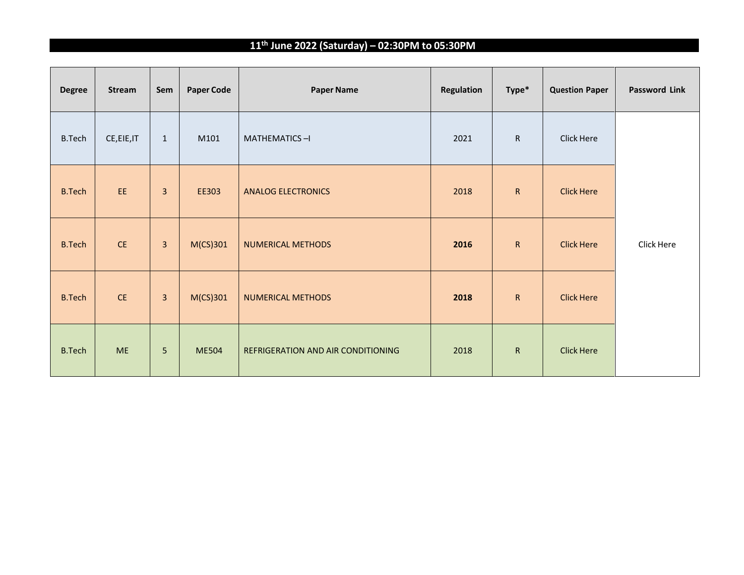## 11th June 2022 (Saturday) – 02:30PM to 05:30PM

| Degree | Stream | Sem | Paper Code | Paper Name | Regulation | Type* | Question Paper | Password Link |
|---|---|---|---|---|---|---|---|---|
| B.Tech | CE,EIE,IT | 1 | M101 | MATHEMATICS –I | 2021 | R | Click Here | Click Here |
| B.Tech | EE | 3 | EE303 | ANALOG ELECTRONICS | 2018 | R | Click Here | |
| B.Tech | CE | 3 | M(CS)301 | NUMERICAL METHODS | **2016** | R | Click Here | |
| B.Tech | CE | 3 | M(CS)301 | NUMERICAL METHODS | **2018** | R | Click Here | |
| B.Tech | ME | 5 | ME504 | REFRIGERATION AND AIR CONDITIONING | 2018 | R | Click Here | |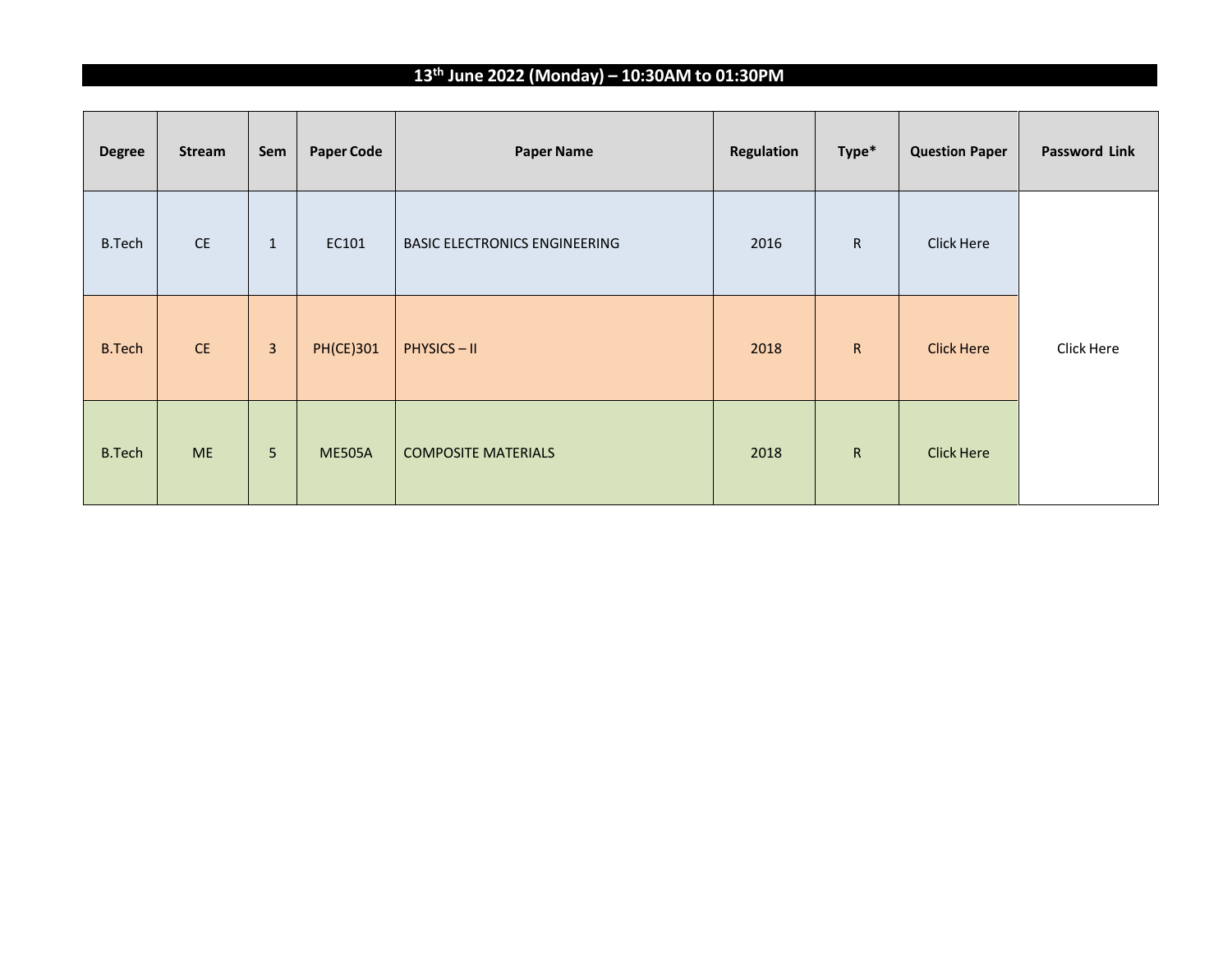## 13th June 2022 (Monday) – 10:30AM to 01:30PM

| Degree | Stream | Sem | Paper Code | Paper Name | Regulation | Type* | Question Paper | Password Link |
|---|---|---|---|---|---|---|---|---|
| B.Tech | CE | 1 | EC101 | BASIC ELECTRONICS ENGINEERING | 2016 | R | Click Here | Click Here |
| B.Tech | CE | 3 | PH(CE)301 | PHYSICS – II | 2018 | R | Click Here | |
| B.Tech | ME | 5 | ME505A | COMPOSITE MATERIALS | 2018 | R | Click Here | |